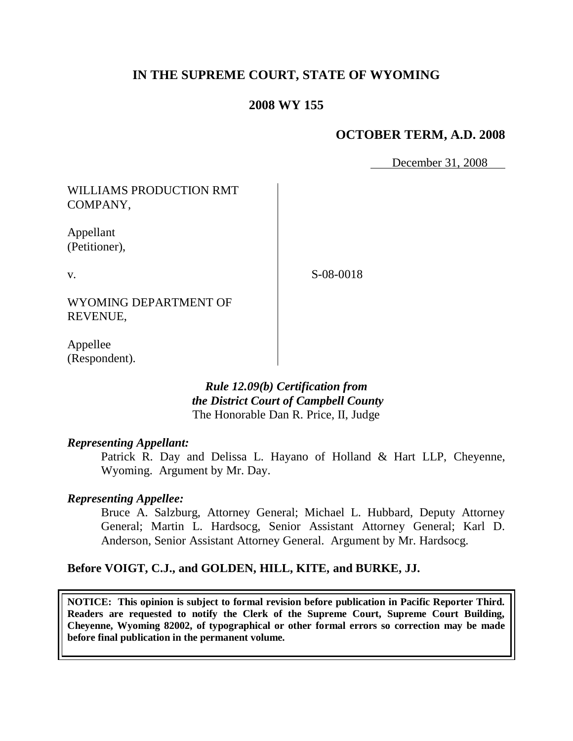# IN THE SUPREME COURT, STATE OF WYOMING

## 2008 WY 155

### OCTOBER TERM, A.D. 2008

December 31, 2008

WILLIAMS PRODUCTION RMT COMPANY,

Appellant
(Petitioner),

v.

S-08-0018

WYOMING DEPARTMENT OF REVENUE,

Appellee
(Respondent).

*Rule 12.09(b) Certification from the District Court of Campbell County*
The Honorable Dan R. Price, II, Judge

***Representing Appellant:***

Patrick R. Day and Delissa L. Hayano of Holland & Hart LLP, Cheyenne, Wyoming. Argument by Mr. Day.

***Representing Appellee:***

Bruce A. Salzburg, Attorney General; Michael L. Hubbard, Deputy Attorney General; Martin L. Hardsocg, Senior Assistant Attorney General; Karl D. Anderson, Senior Assistant Attorney General. Argument by Mr. Hardsocg.

**Before VOIGT, C.J., and GOLDEN, HILL, KITE, and BURKE, JJ.**

**NOTICE: This opinion is subject to formal revision before publication in Pacific Reporter Third. Readers are requested to notify the Clerk of the Supreme Court, Supreme Court Building, Cheyenne, Wyoming 82002, of typographical or other formal errors so correction may be made before final publication in the permanent volume.**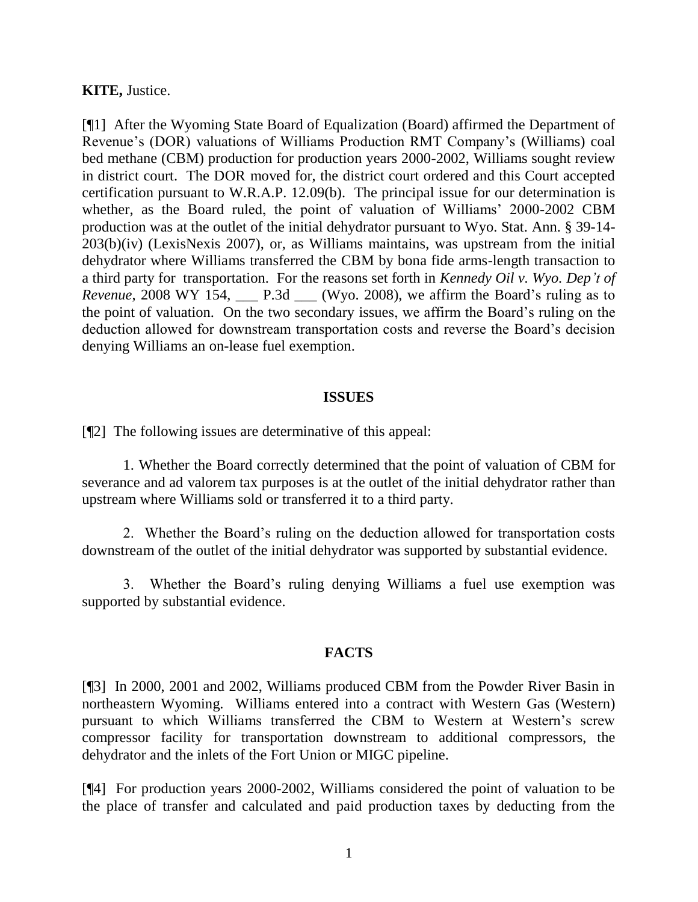**KITE,** Justice.

[¶1] After the Wyoming State Board of Equalization (Board) affirmed the Department of Revenue's (DOR) valuations of Williams Production RMT Company's (Williams) coal bed methane (CBM) production for production years 2000-2002, Williams sought review in district court. The DOR moved for, the district court ordered and this Court accepted certification pursuant to W.R.A.P. 12.09(b). The principal issue for our determination is whether, as the Board ruled, the point of valuation of Williams' 2000-2002 CBM production was at the outlet of the initial dehydrator pursuant to Wyo. Stat. Ann. § 39-14-203(b)(iv) (LexisNexis 2007), or, as Williams maintains, was upstream from the initial dehydrator where Williams transferred the CBM by bona fide arms-length transaction to a third party for transportation. For the reasons set forth in *Kennedy Oil v. Wyo. Dep't of Revenue*, 2008 WY 154, ___ P.3d ___ (Wyo. 2008), we affirm the Board's ruling as to the point of valuation. On the two secondary issues, we affirm the Board's ruling on the deduction allowed for downstream transportation costs and reverse the Board's decision denying Williams an on-lease fuel exemption.

## ISSUES

[¶2] The following issues are determinative of this appeal:

1. Whether the Board correctly determined that the point of valuation of CBM for severance and ad valorem tax purposes is at the outlet of the initial dehydrator rather than upstream where Williams sold or transferred it to a third party.

2. Whether the Board's ruling on the deduction allowed for transportation costs downstream of the outlet of the initial dehydrator was supported by substantial evidence.

3. Whether the Board's ruling denying Williams a fuel use exemption was supported by substantial evidence.

## FACTS

[¶3] In 2000, 2001 and 2002, Williams produced CBM from the Powder River Basin in northeastern Wyoming. Williams entered into a contract with Western Gas (Western) pursuant to which Williams transferred the CBM to Western at Western's screw compressor facility for transportation downstream to additional compressors, the dehydrator and the inlets of the Fort Union or MIGC pipeline.

[¶4] For production years 2000-2002, Williams considered the point of valuation to be the place of transfer and calculated and paid production taxes by deducting from the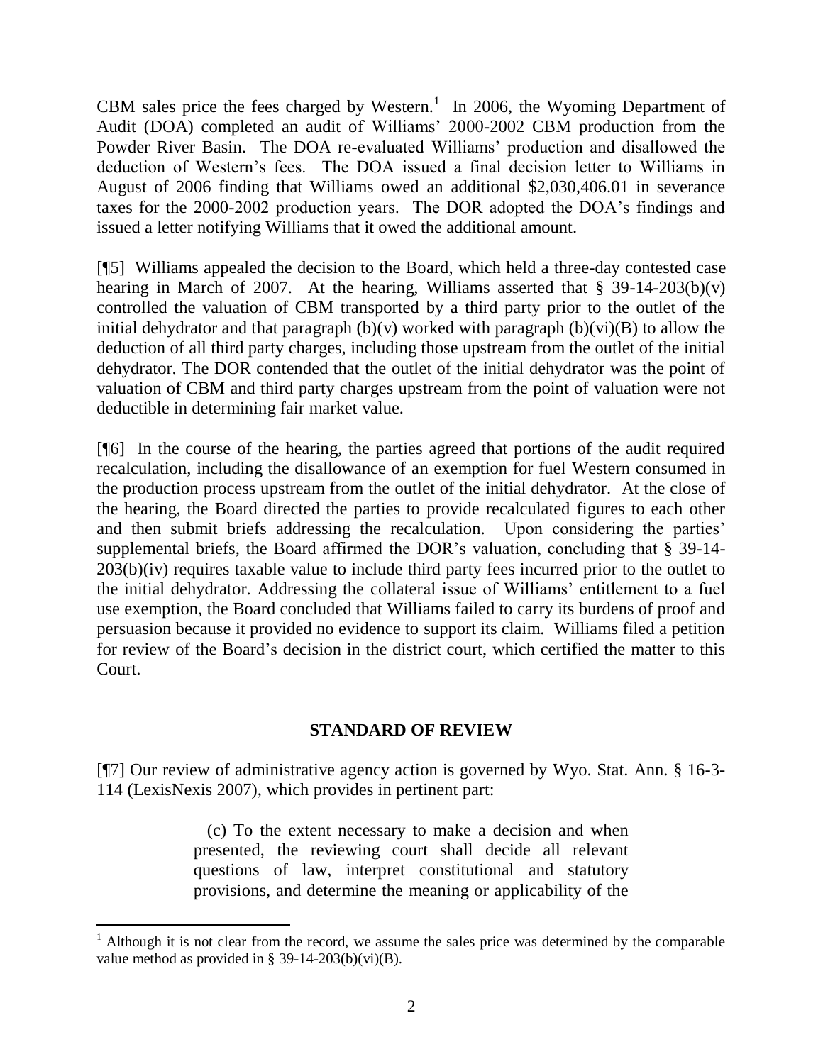CBM sales price the fees charged by Western.[1] In 2006, the Wyoming Department of Audit (DOA) completed an audit of Williams' 2000-2002 CBM production from the Powder River Basin. The DOA re-evaluated Williams' production and disallowed the deduction of Western's fees. The DOA issued a final decision letter to Williams in August of 2006 finding that Williams owed an additional $2,030,406.01 in severance taxes for the 2000-2002 production years. The DOR adopted the DOA's findings and issued a letter notifying Williams that it owed the additional amount.

[¶5] Williams appealed the decision to the Board, which held a three-day contested case hearing in March of 2007. At the hearing, Williams asserted that § 39-14-203(b)(v) controlled the valuation of CBM transported by a third party prior to the outlet of the initial dehydrator and that paragraph (b)(v) worked with paragraph (b)(vi)(B) to allow the deduction of all third party charges, including those upstream from the outlet of the initial dehydrator. The DOR contended that the outlet of the initial dehydrator was the point of valuation of CBM and third party charges upstream from the point of valuation were not deductible in determining fair market value.

[¶6] In the course of the hearing, the parties agreed that portions of the audit required recalculation, including the disallowance of an exemption for fuel Western consumed in the production process upstream from the outlet of the initial dehydrator. At the close of the hearing, the Board directed the parties to provide recalculated figures to each other and then submit briefs addressing the recalculation. Upon considering the parties' supplemental briefs, the Board affirmed the DOR's valuation, concluding that § 39-14-203(b)(iv) requires taxable value to include third party fees incurred prior to the outlet to the initial dehydrator. Addressing the collateral issue of Williams' entitlement to a fuel use exemption, the Board concluded that Williams failed to carry its burdens of proof and persuasion because it provided no evidence to support its claim. Williams filed a petition for review of the Board's decision in the district court, which certified the matter to this Court.

## STANDARD OF REVIEW

[¶7] Our review of administrative agency action is governed by Wyo. Stat. Ann. § 16-3-114 (LexisNexis 2007), which provides in pertinent part:

> (c) To the extent necessary to make a decision and when presented, the reviewing court shall decide all relevant questions of law, interpret constitutional and statutory provisions, and determine the meaning or applicability of the

---

[1] Although it is not clear from the record, we assume the sales price was determined by the comparable value method as provided in § 39-14-203(b)(vi)(B).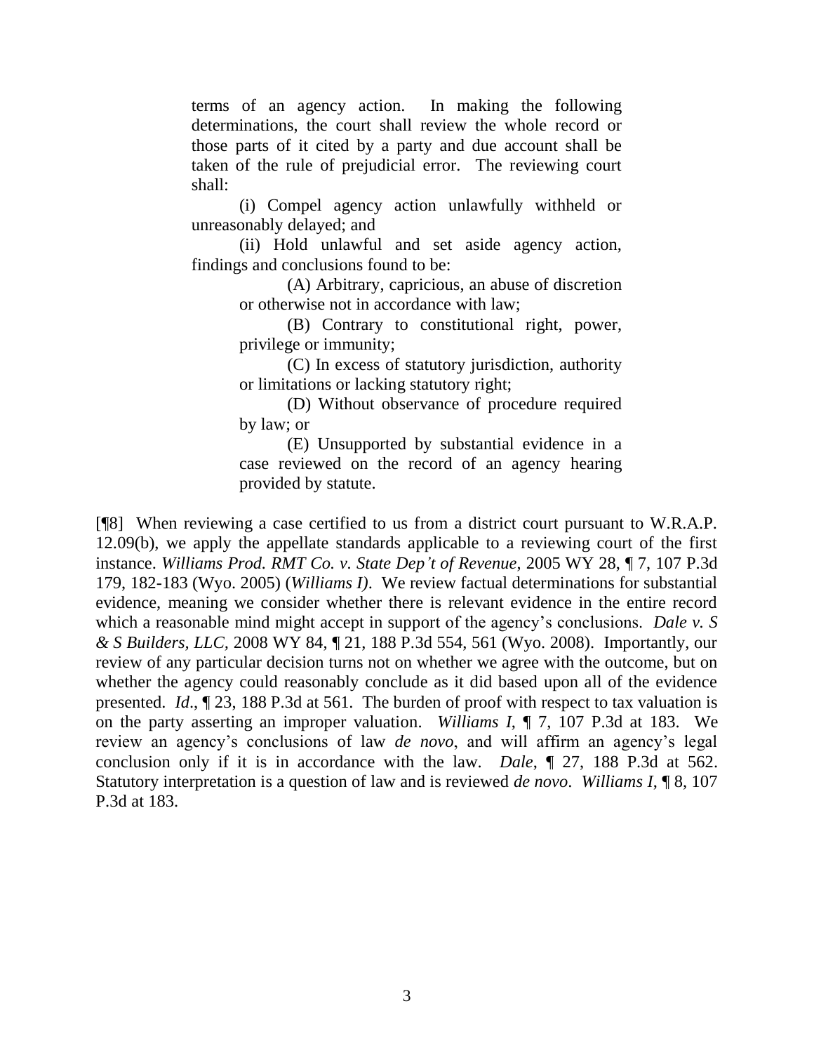terms of an agency action. In making the following determinations, the court shall review the whole record or those parts of it cited by a party and due account shall be taken of the rule of prejudicial error. The reviewing court shall:

> (i) Compel agency action unlawfully withheld or unreasonably delayed; and
>
> (ii) Hold unlawful and set aside agency action, findings and conclusions found to be:
>
> > (A) Arbitrary, capricious, an abuse of discretion or otherwise not in accordance with law;
> >
> > (B) Contrary to constitutional right, power, privilege or immunity;
> >
> > (C) In excess of statutory jurisdiction, authority or limitations or lacking statutory right;
> >
> > (D) Without observance of procedure required by law; or
> >
> > (E) Unsupported by substantial evidence in a case reviewed on the record of an agency hearing provided by statute.

[¶8] When reviewing a case certified to us from a district court pursuant to W.R.A.P. 12.09(b), we apply the appellate standards applicable to a reviewing court of the first instance. *Williams Prod. RMT Co. v. State Dep't of Revenue*, 2005 WY 28, ¶ 7, 107 P.3d 179, 182-183 (Wyo. 2005) (*Williams I)*. We review factual determinations for substantial evidence, meaning we consider whether there is relevant evidence in the entire record which a reasonable mind might accept in support of the agency's conclusions. *Dale v. S & S Builders, LLC*, 2008 WY 84, ¶ 21, 188 P.3d 554, 561 (Wyo. 2008). Importantly, our review of any particular decision turns not on whether we agree with the outcome, but on whether the agency could reasonably conclude as it did based upon all of the evidence presented. *Id*., ¶ 23, 188 P.3d at 561. The burden of proof with respect to tax valuation is on the party asserting an improper valuation. *Williams I*, ¶ 7, 107 P.3d at 183. We review an agency's conclusions of law *de novo*, and will affirm an agency's legal conclusion only if it is in accordance with the law. *Dale*, ¶ 27, 188 P.3d at 562. Statutory interpretation is a question of law and is reviewed *de novo*. *Williams I*, ¶ 8, 107 P.3d at 183.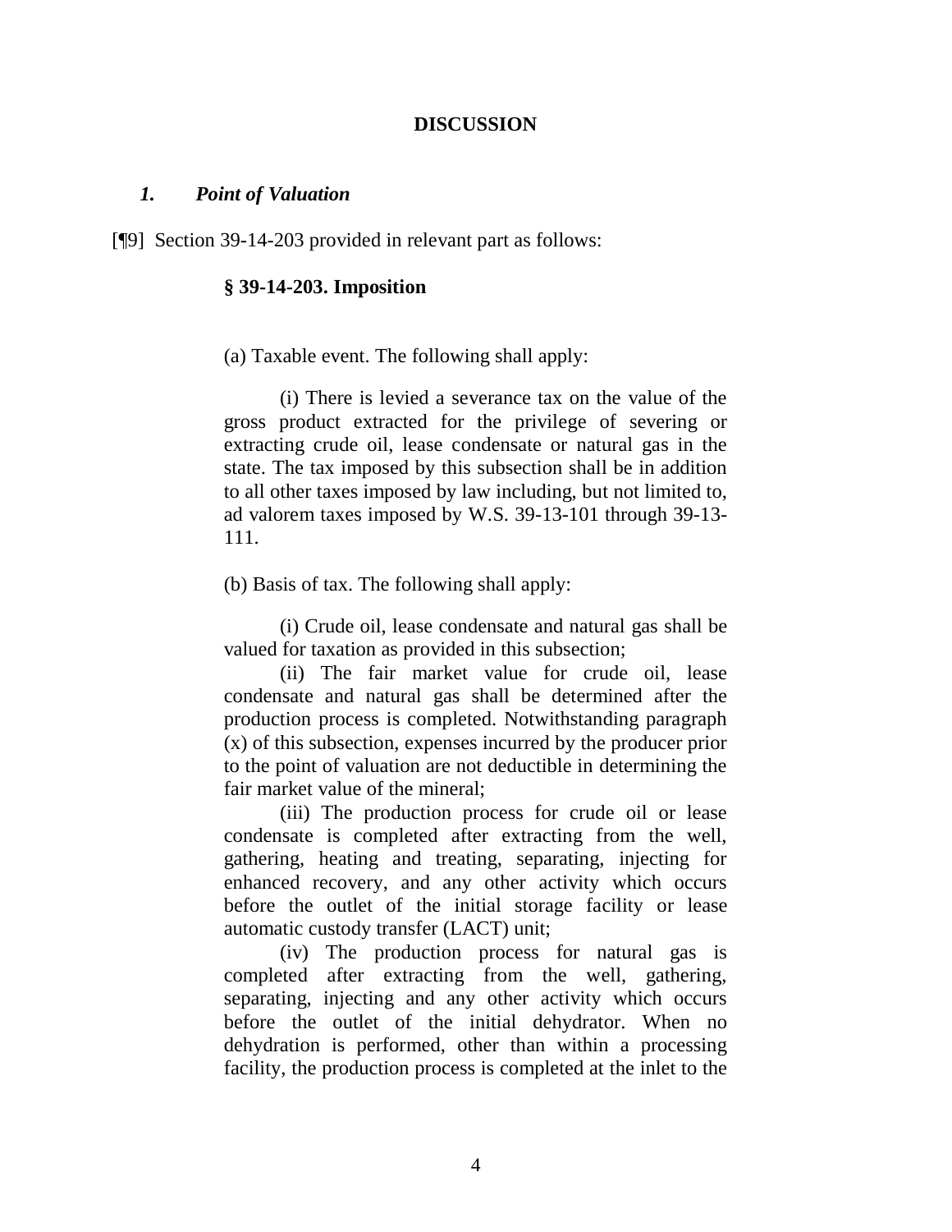## DISCUSSION

### *1. Point of Valuation*

[¶9] Section 39-14-203 provided in relevant part as follows:

> **§ 39-14-203. Imposition**
>
> (a) Taxable event. The following shall apply:
>
> (i) There is levied a severance tax on the value of the gross product extracted for the privilege of severing or extracting crude oil, lease condensate or natural gas in the state. The tax imposed by this subsection shall be in addition to all other taxes imposed by law including, but not limited to, ad valorem taxes imposed by W.S. 39-13-101 through 39-13-111.
>
> (b) Basis of tax. The following shall apply:
>
> (i) Crude oil, lease condensate and natural gas shall be valued for taxation as provided in this subsection;
>
> (ii) The fair market value for crude oil, lease condensate and natural gas shall be determined after the production process is completed. Notwithstanding paragraph (x) of this subsection, expenses incurred by the producer prior to the point of valuation are not deductible in determining the fair market value of the mineral;
>
> (iii) The production process for crude oil or lease condensate is completed after extracting from the well, gathering, heating and treating, separating, injecting for enhanced recovery, and any other activity which occurs before the outlet of the initial storage facility or lease automatic custody transfer (LACT) unit;
>
> (iv) The production process for natural gas is completed after extracting from the well, gathering, separating, injecting and any other activity which occurs before the outlet of the initial dehydrator. When no dehydration is performed, other than within a processing facility, the production process is completed at the inlet to the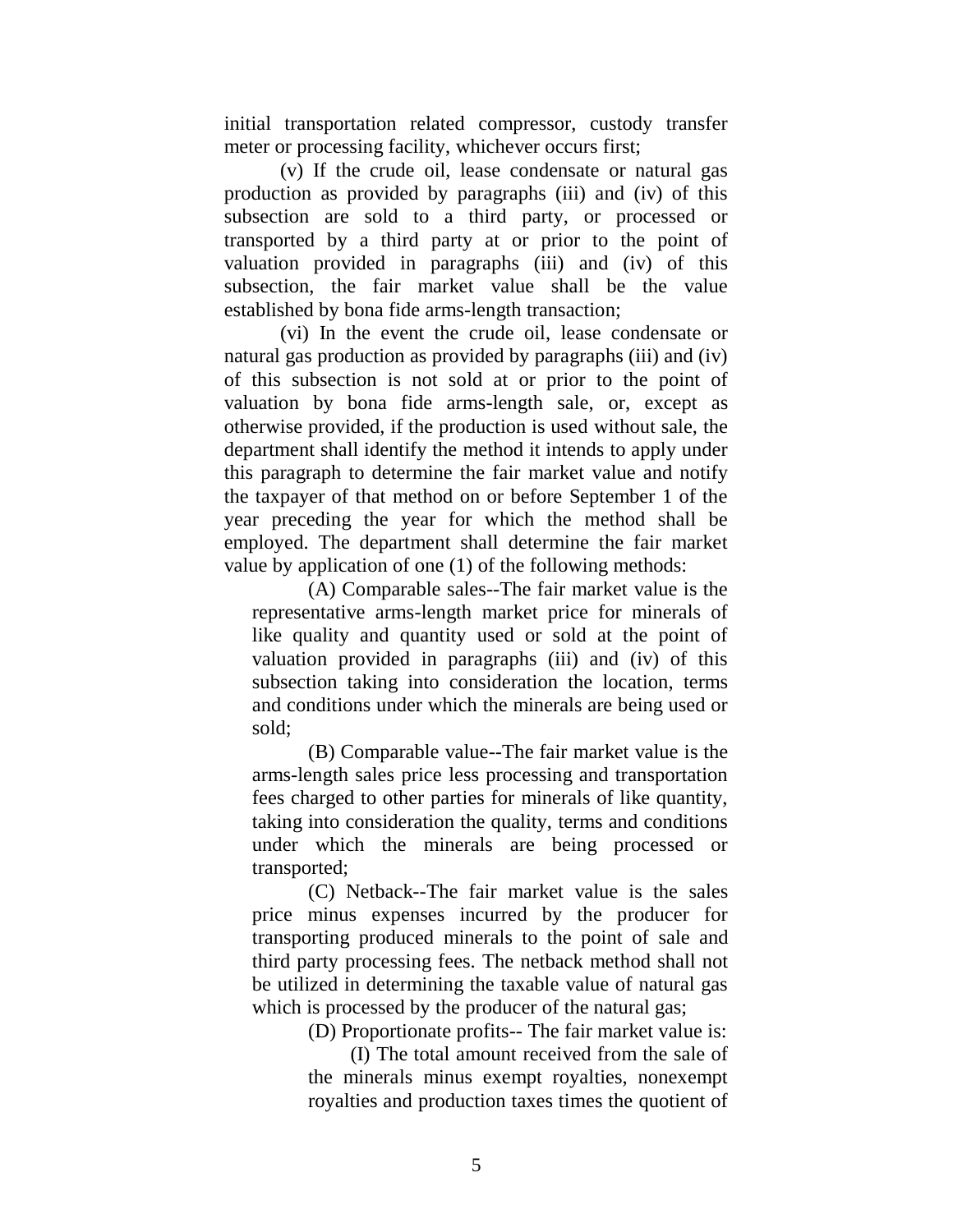initial transportation related compressor, custody transfer meter or processing facility, whichever occurs first;

(v) If the crude oil, lease condensate or natural gas production as provided by paragraphs (iii) and (iv) of this subsection are sold to a third party, or processed or transported by a third party at or prior to the point of valuation provided in paragraphs (iii) and (iv) of this subsection, the fair market value shall be the value established by bona fide arms-length transaction;

(vi) In the event the crude oil, lease condensate or natural gas production as provided by paragraphs (iii) and (iv) of this subsection is not sold at or prior to the point of valuation by bona fide arms-length sale, or, except as otherwise provided, if the production is used without sale, the department shall identify the method it intends to apply under this paragraph to determine the fair market value and notify the taxpayer of that method on or before September 1 of the year preceding the year for which the method shall be employed. The department shall determine the fair market value by application of one (1) of the following methods:

> (A) Comparable sales--The fair market value is the representative arms-length market price for minerals of like quality and quantity used or sold at the point of valuation provided in paragraphs (iii) and (iv) of this subsection taking into consideration the location, terms and conditions under which the minerals are being used or sold;
>
> (B) Comparable value--The fair market value is the arms-length sales price less processing and transportation fees charged to other parties for minerals of like quantity, taking into consideration the quality, terms and conditions under which the minerals are being processed or transported;
>
> (C) Netback--The fair market value is the sales price minus expenses incurred by the producer for transporting produced minerals to the point of sale and third party processing fees. The netback method shall not be utilized in determining the taxable value of natural gas which is processed by the producer of the natural gas;
>
> (D) Proportionate profits-- The fair market value is:
>
> > (I) The total amount received from the sale of the minerals minus exempt royalties, nonexempt royalties and production taxes times the quotient of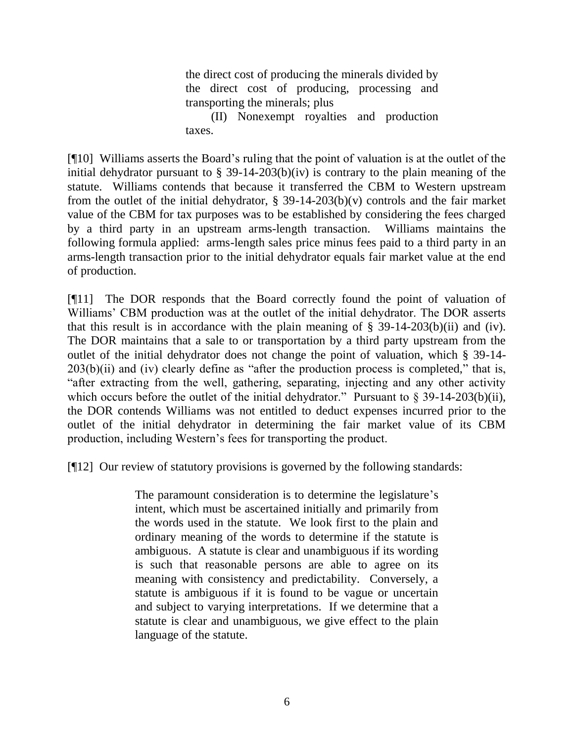> the direct cost of producing the minerals divided by the direct cost of producing, processing and transporting the minerals; plus
>
> (II) Nonexempt royalties and production taxes.

[¶10] Williams asserts the Board's ruling that the point of valuation is at the outlet of the initial dehydrator pursuant to § 39-14-203(b)(iv) is contrary to the plain meaning of the statute. Williams contends that because it transferred the CBM to Western upstream from the outlet of the initial dehydrator, § 39-14-203(b)(v) controls and the fair market value of the CBM for tax purposes was to be established by considering the fees charged by a third party in an upstream arms-length transaction. Williams maintains the following formula applied: arms-length sales price minus fees paid to a third party in an arms-length transaction prior to the initial dehydrator equals fair market value at the end of production.

[¶11] The DOR responds that the Board correctly found the point of valuation of Williams' CBM production was at the outlet of the initial dehydrator. The DOR asserts that this result is in accordance with the plain meaning of § 39-14-203(b)(ii) and (iv). The DOR maintains that a sale to or transportation by a third party upstream from the outlet of the initial dehydrator does not change the point of valuation, which § 39-14-203(b)(ii) and (iv) clearly define as "after the production process is completed," that is, "after extracting from the well, gathering, separating, injecting and any other activity which occurs before the outlet of the initial dehydrator." Pursuant to § 39-14-203(b)(ii), the DOR contends Williams was not entitled to deduct expenses incurred prior to the outlet of the initial dehydrator in determining the fair market value of its CBM production, including Western's fees for transporting the product.

[¶12] Our review of statutory provisions is governed by the following standards:

> The paramount consideration is to determine the legislature's intent, which must be ascertained initially and primarily from the words used in the statute. We look first to the plain and ordinary meaning of the words to determine if the statute is ambiguous. A statute is clear and unambiguous if its wording is such that reasonable persons are able to agree on its meaning with consistency and predictability. Conversely, a statute is ambiguous if it is found to be vague or uncertain and subject to varying interpretations. If we determine that a statute is clear and unambiguous, we give effect to the plain language of the statute.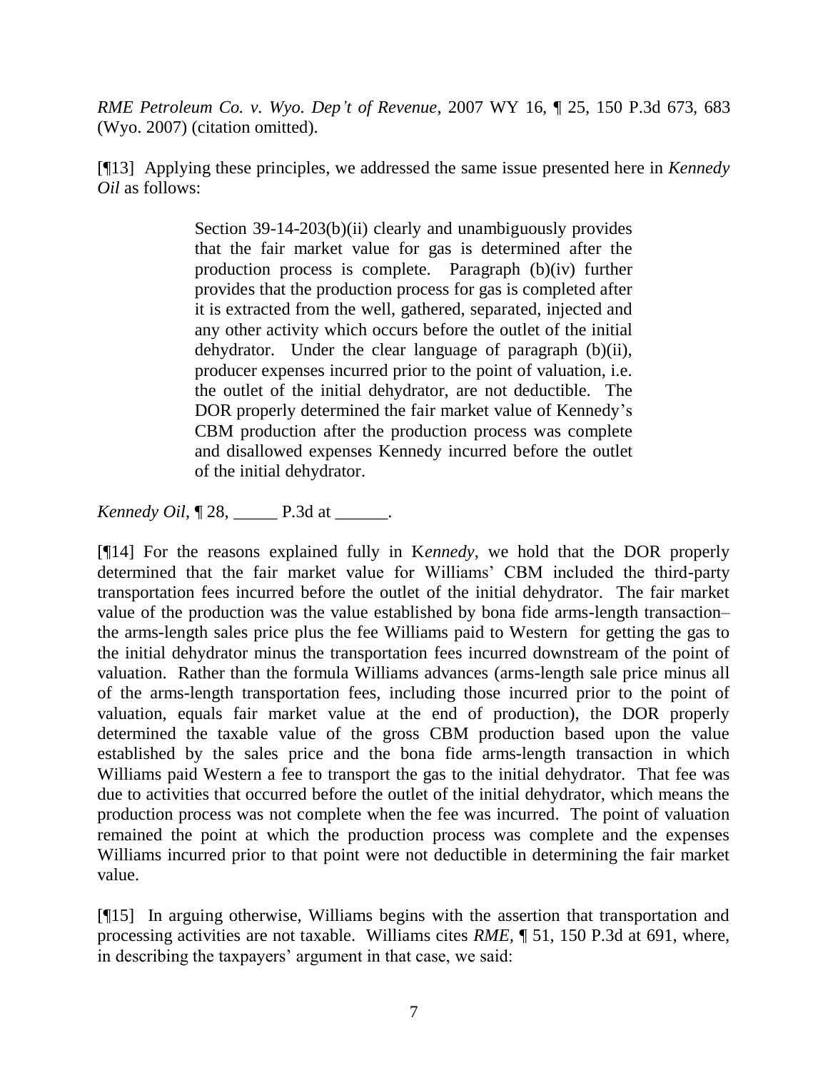*RME Petroleum Co. v. Wyo. Dep't of Revenue*, 2007 WY 16, ¶ 25, 150 P.3d 673, 683 (Wyo. 2007) (citation omitted).

[¶13] Applying these principles, we addressed the same issue presented here in *Kennedy Oil* as follows:

> Section 39-14-203(b)(ii) clearly and unambiguously provides that the fair market value for gas is determined after the production process is complete. Paragraph (b)(iv) further provides that the production process for gas is completed after it is extracted from the well, gathered, separated, injected and any other activity which occurs before the outlet of the initial dehydrator. Under the clear language of paragraph (b)(ii), producer expenses incurred prior to the point of valuation, i.e. the outlet of the initial dehydrator, are not deductible. The DOR properly determined the fair market value of Kennedy's CBM production after the production process was complete and disallowed expenses Kennedy incurred before the outlet of the initial dehydrator.

*Kennedy Oil*, ¶ 28, _____ P.3d at ______.

[¶14] For the reasons explained fully in K*ennedy*, we hold that the DOR properly determined that the fair market value for Williams' CBM included the third-party transportation fees incurred before the outlet of the initial dehydrator. The fair market value of the production was the value established by bona fide arms-length transaction– the arms-length sales price plus the fee Williams paid to Western for getting the gas to the initial dehydrator minus the transportation fees incurred downstream of the point of valuation. Rather than the formula Williams advances (arms-length sale price minus all of the arms-length transportation fees, including those incurred prior to the point of valuation, equals fair market value at the end of production), the DOR properly determined the taxable value of the gross CBM production based upon the value established by the sales price and the bona fide arms-length transaction in which Williams paid Western a fee to transport the gas to the initial dehydrator. That fee was due to activities that occurred before the outlet of the initial dehydrator, which means the production process was not complete when the fee was incurred. The point of valuation remained the point at which the production process was complete and the expenses Williams incurred prior to that point were not deductible in determining the fair market value.

[¶15] In arguing otherwise, Williams begins with the assertion that transportation and processing activities are not taxable. Williams cites *RME*, ¶ 51, 150 P.3d at 691, where, in describing the taxpayers' argument in that case, we said: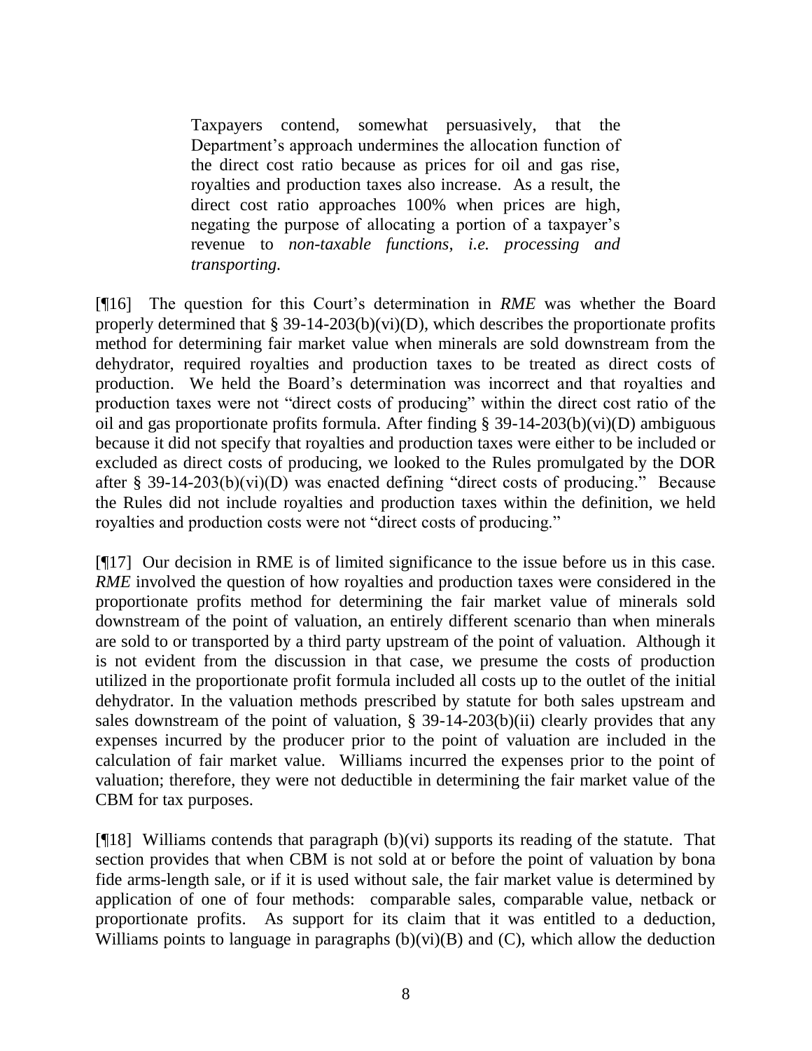> Taxpayers contend, somewhat persuasively, that the Department's approach undermines the allocation function of the direct cost ratio because as prices for oil and gas rise, royalties and production taxes also increase. As a result, the direct cost ratio approaches 100% when prices are high, negating the purpose of allocating a portion of a taxpayer's revenue to *non-taxable functions, i.e. processing and transporting.*

[¶16] The question for this Court's determination in *RME* was whether the Board properly determined that § 39-14-203(b)(vi)(D), which describes the proportionate profits method for determining fair market value when minerals are sold downstream from the dehydrator, required royalties and production taxes to be treated as direct costs of production. We held the Board's determination was incorrect and that royalties and production taxes were not "direct costs of producing" within the direct cost ratio of the oil and gas proportionate profits formula. After finding § 39-14-203(b)(vi)(D) ambiguous because it did not specify that royalties and production taxes were either to be included or excluded as direct costs of producing, we looked to the Rules promulgated by the DOR after § 39-14-203(b)(vi)(D) was enacted defining "direct costs of producing." Because the Rules did not include royalties and production taxes within the definition, we held royalties and production costs were not "direct costs of producing."

[¶17] Our decision in RME is of limited significance to the issue before us in this case. *RME* involved the question of how royalties and production taxes were considered in the proportionate profits method for determining the fair market value of minerals sold downstream of the point of valuation, an entirely different scenario than when minerals are sold to or transported by a third party upstream of the point of valuation. Although it is not evident from the discussion in that case, we presume the costs of production utilized in the proportionate profit formula included all costs up to the outlet of the initial dehydrator. In the valuation methods prescribed by statute for both sales upstream and sales downstream of the point of valuation, § 39-14-203(b)(ii) clearly provides that any expenses incurred by the producer prior to the point of valuation are included in the calculation of fair market value. Williams incurred the expenses prior to the point of valuation; therefore, they were not deductible in determining the fair market value of the CBM for tax purposes.

[¶18] Williams contends that paragraph (b)(vi) supports its reading of the statute. That section provides that when CBM is not sold at or before the point of valuation by bona fide arms-length sale, or if it is used without sale, the fair market value is determined by application of one of four methods: comparable sales, comparable value, netback or proportionate profits. As support for its claim that it was entitled to a deduction, Williams points to language in paragraphs (b)(vi)(B) and (C), which allow the deduction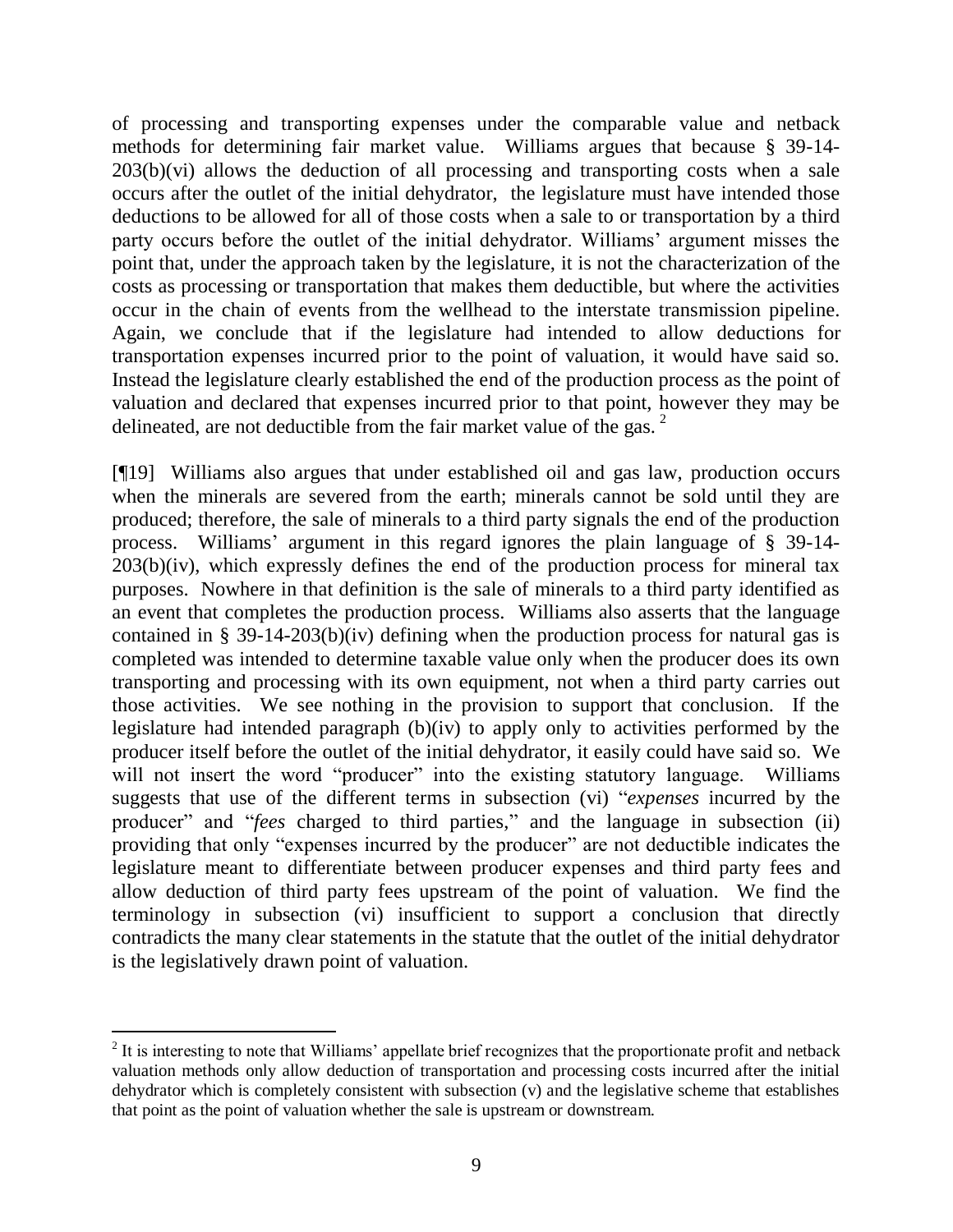of processing and transporting expenses under the comparable value and netback methods for determining fair market value. Williams argues that because § 39-14-203(b)(vi) allows the deduction of all processing and transporting costs when a sale occurs after the outlet of the initial dehydrator, the legislature must have intended those deductions to be allowed for all of those costs when a sale to or transportation by a third party occurs before the outlet of the initial dehydrator. Williams' argument misses the point that, under the approach taken by the legislature, it is not the characterization of the costs as processing or transportation that makes them deductible, but where the activities occur in the chain of events from the wellhead to the interstate transmission pipeline. Again, we conclude that if the legislature had intended to allow deductions for transportation expenses incurred prior to the point of valuation, it would have said so. Instead the legislature clearly established the end of the production process as the point of valuation and declared that expenses incurred prior to that point, however they may be delineated, are not deductible from the fair market value of the gas. [2]

[¶19] Williams also argues that under established oil and gas law, production occurs when the minerals are severed from the earth; minerals cannot be sold until they are produced; therefore, the sale of minerals to a third party signals the end of the production process. Williams' argument in this regard ignores the plain language of § 39-14-203(b)(iv), which expressly defines the end of the production process for mineral tax purposes. Nowhere in that definition is the sale of minerals to a third party identified as an event that completes the production process. Williams also asserts that the language contained in § 39-14-203(b)(iv) defining when the production process for natural gas is completed was intended to determine taxable value only when the producer does its own transporting and processing with its own equipment, not when a third party carries out those activities. We see nothing in the provision to support that conclusion. If the legislature had intended paragraph (b)(iv) to apply only to activities performed by the producer itself before the outlet of the initial dehydrator, it easily could have said so. We will not insert the word "producer" into the existing statutory language. Williams suggests that use of the different terms in subsection (vi) "*expenses* incurred by the producer" and "*fees* charged to third parties," and the language in subsection (ii) providing that only "expenses incurred by the producer" are not deductible indicates the legislature meant to differentiate between producer expenses and third party fees and allow deduction of third party fees upstream of the point of valuation. We find the terminology in subsection (vi) insufficient to support a conclusion that directly contradicts the many clear statements in the statute that the outlet of the initial dehydrator is the legislatively drawn point of valuation.

---

[2] It is interesting to note that Williams' appellate brief recognizes that the proportionate profit and netback valuation methods only allow deduction of transportation and processing costs incurred after the initial dehydrator which is completely consistent with subsection (v) and the legislative scheme that establishes that point as the point of valuation whether the sale is upstream or downstream.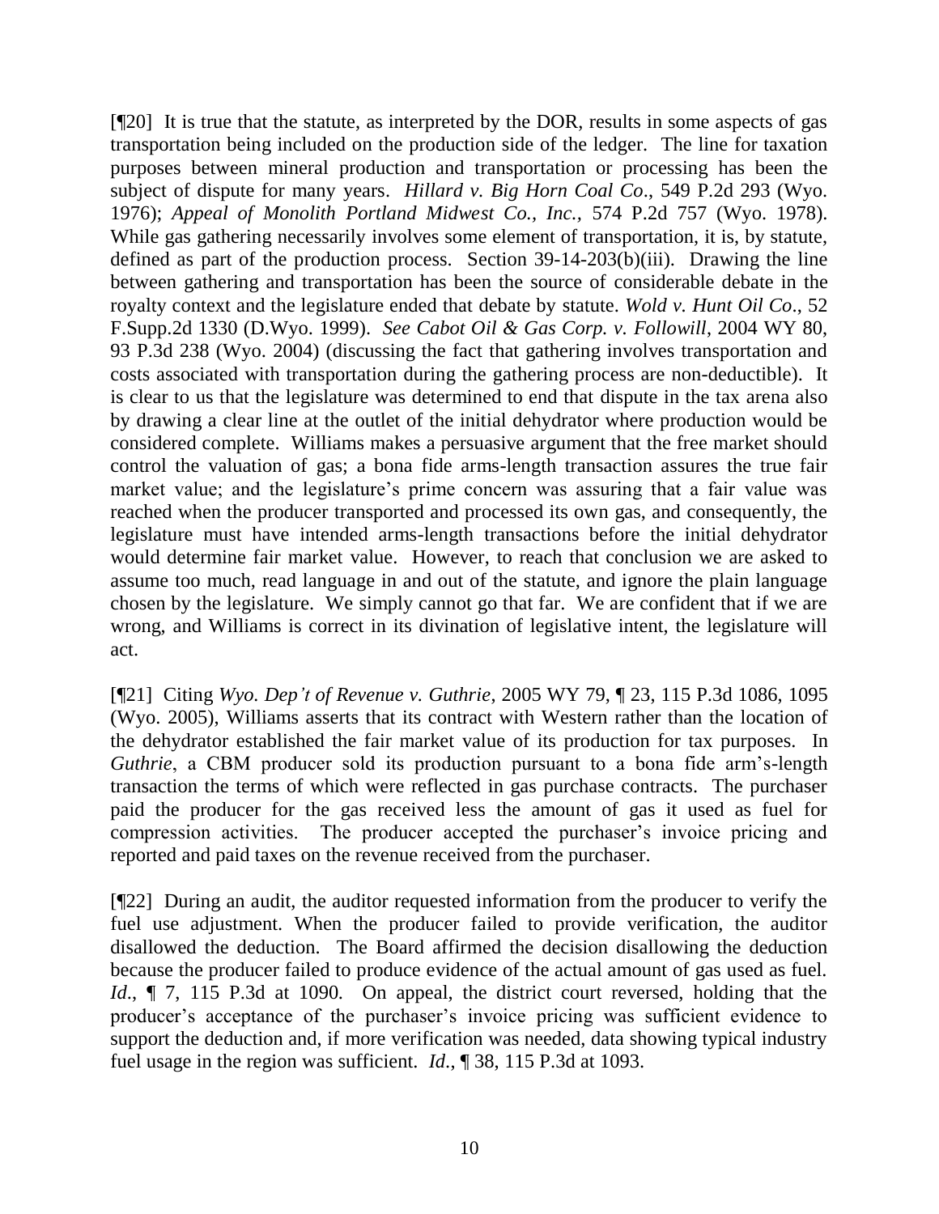[¶20] It is true that the statute, as interpreted by the DOR, results in some aspects of gas transportation being included on the production side of the ledger. The line for taxation purposes between mineral production and transportation or processing has been the subject of dispute for many years. *Hillard v. Big Horn Coal Co*., 549 P.2d 293 (Wyo. 1976); *Appeal of Monolith Portland Midwest Co., Inc.,* 574 P.2d 757 (Wyo. 1978). While gas gathering necessarily involves some element of transportation, it is, by statute, defined as part of the production process. Section 39-14-203(b)(iii). Drawing the line between gathering and transportation has been the source of considerable debate in the royalty context and the legislature ended that debate by statute. *Wold v. Hunt Oil Co*., 52 F.Supp.2d 1330 (D.Wyo. 1999). *See Cabot Oil & Gas Corp. v. Followill*, 2004 WY 80, 93 P.3d 238 (Wyo. 2004) (discussing the fact that gathering involves transportation and costs associated with transportation during the gathering process are non-deductible). It is clear to us that the legislature was determined to end that dispute in the tax arena also by drawing a clear line at the outlet of the initial dehydrator where production would be considered complete. Williams makes a persuasive argument that the free market should control the valuation of gas; a bona fide arms-length transaction assures the true fair market value; and the legislature's prime concern was assuring that a fair value was reached when the producer transported and processed its own gas, and consequently, the legislature must have intended arms-length transactions before the initial dehydrator would determine fair market value. However, to reach that conclusion we are asked to assume too much, read language in and out of the statute, and ignore the plain language chosen by the legislature. We simply cannot go that far. We are confident that if we are wrong, and Williams is correct in its divination of legislative intent, the legislature will act.

[¶21] Citing *Wyo. Dep't of Revenue v. Guthrie*, 2005 WY 79, ¶ 23, 115 P.3d 1086, 1095 (Wyo. 2005), Williams asserts that its contract with Western rather than the location of the dehydrator established the fair market value of its production for tax purposes. In *Guthrie*, a CBM producer sold its production pursuant to a bona fide arm's-length transaction the terms of which were reflected in gas purchase contracts. The purchaser paid the producer for the gas received less the amount of gas it used as fuel for compression activities. The producer accepted the purchaser's invoice pricing and reported and paid taxes on the revenue received from the purchaser.

[¶22] During an audit, the auditor requested information from the producer to verify the fuel use adjustment. When the producer failed to provide verification, the auditor disallowed the deduction. The Board affirmed the decision disallowing the deduction because the producer failed to produce evidence of the actual amount of gas used as fuel. *Id*., ¶ 7, 115 P.3d at 1090. On appeal, the district court reversed, holding that the producer's acceptance of the purchaser's invoice pricing was sufficient evidence to support the deduction and, if more verification was needed, data showing typical industry fuel usage in the region was sufficient. *Id*., ¶ 38, 115 P.3d at 1093.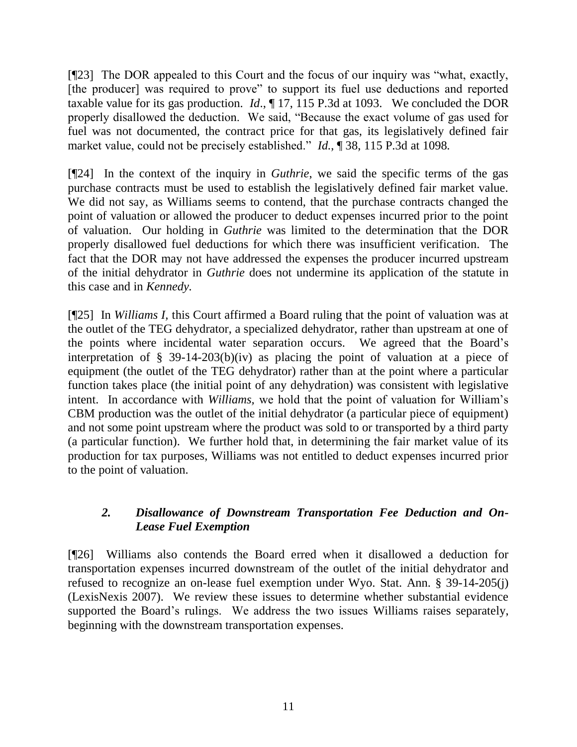[¶23] The DOR appealed to this Court and the focus of our inquiry was "what, exactly, [the producer] was required to prove" to support its fuel use deductions and reported taxable value for its gas production. *Id.*, ¶ 17, 115 P.3d at 1093. We concluded the DOR properly disallowed the deduction. We said, "Because the exact volume of gas used for fuel was not documented, the contract price for that gas, its legislatively defined fair market value, could not be precisely established." *Id.*, ¶ 38, 115 P.3d at 1098.

[¶24] In the context of the inquiry in *Guthrie*, we said the specific terms of the gas purchase contracts must be used to establish the legislatively defined fair market value. We did not say, as Williams seems to contend, that the purchase contracts changed the point of valuation or allowed the producer to deduct expenses incurred prior to the point of valuation. Our holding in *Guthrie* was limited to the determination that the DOR properly disallowed fuel deductions for which there was insufficient verification. The fact that the DOR may not have addressed the expenses the producer incurred upstream of the initial dehydrator in *Guthrie* does not undermine its application of the statute in this case and in *Kennedy.*

[¶25] In *Williams I*, this Court affirmed a Board ruling that the point of valuation was at the outlet of the TEG dehydrator, a specialized dehydrator, rather than upstream at one of the points where incidental water separation occurs. We agreed that the Board's interpretation of § 39-14-203(b)(iv) as placing the point of valuation at a piece of equipment (the outlet of the TEG dehydrator) rather than at the point where a particular function takes place (the initial point of any dehydration) was consistent with legislative intent. In accordance with *Williams*, we hold that the point of valuation for William's CBM production was the outlet of the initial dehydrator (a particular piece of equipment) and not some point upstream where the product was sold to or transported by a third party (a particular function). We further hold that, in determining the fair market value of its production for tax purposes, Williams was not entitled to deduct expenses incurred prior to the point of valuation.

### *2. Disallowance of Downstream Transportation Fee Deduction and On-Lease Fuel Exemption*

[¶26] Williams also contends the Board erred when it disallowed a deduction for transportation expenses incurred downstream of the outlet of the initial dehydrator and refused to recognize an on-lease fuel exemption under Wyo. Stat. Ann. § 39-14-205(j) (LexisNexis 2007). We review these issues to determine whether substantial evidence supported the Board's rulings. We address the two issues Williams raises separately, beginning with the downstream transportation expenses.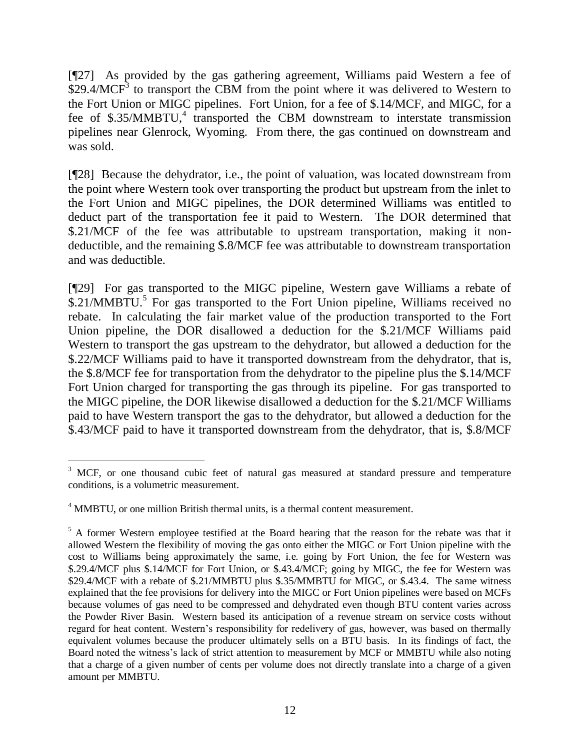[¶27] As provided by the gas gathering agreement, Williams paid Western a fee of $29.4/MCF[3] to transport the CBM from the point where it was delivered to Western to the Fort Union or MIGC pipelines. Fort Union, for a fee of $.14/MCF, and MIGC, for a fee of $.35/MMBTU,[4] transported the CBM downstream to interstate transmission pipelines near Glenrock, Wyoming. From there, the gas continued on downstream and was sold.

[¶28] Because the dehydrator, i.e., the point of valuation, was located downstream from the point where Western took over transporting the product but upstream from the inlet to the Fort Union and MIGC pipelines, the DOR determined Williams was entitled to deduct part of the transportation fee it paid to Western. The DOR determined that $.21/MCF of the fee was attributable to upstream transportation, making it non-deductible, and the remaining $.8/MCF fee was attributable to downstream transportation and was deductible.

[¶29] For gas transported to the MIGC pipeline, Western gave Williams a rebate of $.21/MMBTU.[5] For gas transported to the Fort Union pipeline, Williams received no rebate. In calculating the fair market value of the production transported to the Fort Union pipeline, the DOR disallowed a deduction for the $.21/MCF Williams paid Western to transport the gas upstream to the dehydrator, but allowed a deduction for the $.22/MCF Williams paid to have it transported downstream from the dehydrator, that is, the $.8/MCF fee for transportation from the dehydrator to the pipeline plus the $.14/MCF Fort Union charged for transporting the gas through its pipeline. For gas transported to the MIGC pipeline, the DOR likewise disallowed a deduction for the $.21/MCF Williams paid to have Western transport the gas to the dehydrator, but allowed a deduction for the $.43/MCF paid to have it transported downstream from the dehydrator, that is, $.8/MCF

---

[3] MCF, or one thousand cubic feet of natural gas measured at standard pressure and temperature conditions, is a volumetric measurement.

[4] MMBTU, or one million British thermal units, is a thermal content measurement.

[5] A former Western employee testified at the Board hearing that the reason for the rebate was that it allowed Western the flexibility of moving the gas onto either the MIGC or Fort Union pipeline with the cost to Williams being approximately the same, i.e. going by Fort Union, the fee for Western was $.29.4/MCF plus $.14/MCF for Fort Union, or $.43.4/MCF; going by MIGC, the fee for Western was $29.4/MCF with a rebate of $.21/MMBTU plus $.35/MMBTU for MIGC, or $.43.4. The same witness explained that the fee provisions for delivery into the MIGC or Fort Union pipelines were based on MCFs because volumes of gas need to be compressed and dehydrated even though BTU content varies across the Powder River Basin. Western based its anticipation of a revenue stream on service costs without regard for heat content. Western's responsibility for redelivery of gas, however, was based on thermally equivalent volumes because the producer ultimately sells on a BTU basis. In its findings of fact, the Board noted the witness's lack of strict attention to measurement by MCF or MMBTU while also noting that a charge of a given number of cents per volume does not directly translate into a charge of a given amount per MMBTU.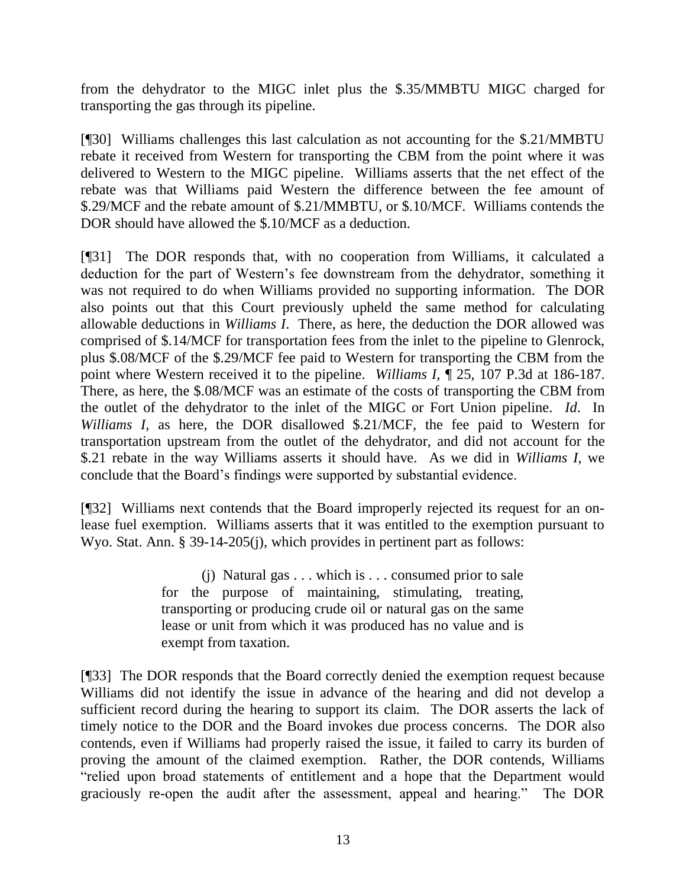from the dehydrator to the MIGC inlet plus the \$.35/MMBTU MIGC charged for transporting the gas through its pipeline.

[¶30] Williams challenges this last calculation as not accounting for the \$.21/MMBTU rebate it received from Western for transporting the CBM from the point where it was delivered to Western to the MIGC pipeline. Williams asserts that the net effect of the rebate was that Williams paid Western the difference between the fee amount of \$.29/MCF and the rebate amount of \$.21/MMBTU, or \$.10/MCF. Williams contends the DOR should have allowed the \$.10/MCF as a deduction.

[¶31] The DOR responds that, with no cooperation from Williams, it calculated a deduction for the part of Western's fee downstream from the dehydrator, something it was not required to do when Williams provided no supporting information. The DOR also points out that this Court previously upheld the same method for calculating allowable deductions in *Williams I*. There, as here, the deduction the DOR allowed was comprised of \$.14/MCF for transportation fees from the inlet to the pipeline to Glenrock, plus \$.08/MCF of the \$.29/MCF fee paid to Western for transporting the CBM from the point where Western received it to the pipeline. *Williams I*, ¶ 25, 107 P.3d at 186-187. There, as here, the \$.08/MCF was an estimate of the costs of transporting the CBM from the outlet of the dehydrator to the inlet of the MIGC or Fort Union pipeline. *Id*. In *Williams I*, as here, the DOR disallowed \$.21/MCF, the fee paid to Western for transportation upstream from the outlet of the dehydrator, and did not account for the \$.21 rebate in the way Williams asserts it should have. As we did in *Williams I*, we conclude that the Board's findings were supported by substantial evidence.

[¶32] Williams next contends that the Board improperly rejected its request for an on-lease fuel exemption. Williams asserts that it was entitled to the exemption pursuant to Wyo. Stat. Ann. § 39-14-205(j), which provides in pertinent part as follows:

> (j) Natural gas . . . which is . . . consumed prior to sale for the purpose of maintaining, stimulating, treating, transporting or producing crude oil or natural gas on the same lease or unit from which it was produced has no value and is exempt from taxation.

[¶33] The DOR responds that the Board correctly denied the exemption request because Williams did not identify the issue in advance of the hearing and did not develop a sufficient record during the hearing to support its claim. The DOR asserts the lack of timely notice to the DOR and the Board invokes due process concerns. The DOR also contends, even if Williams had properly raised the issue, it failed to carry its burden of proving the amount of the claimed exemption. Rather, the DOR contends, Williams "relied upon broad statements of entitlement and a hope that the Department would graciously re-open the audit after the assessment, appeal and hearing." The DOR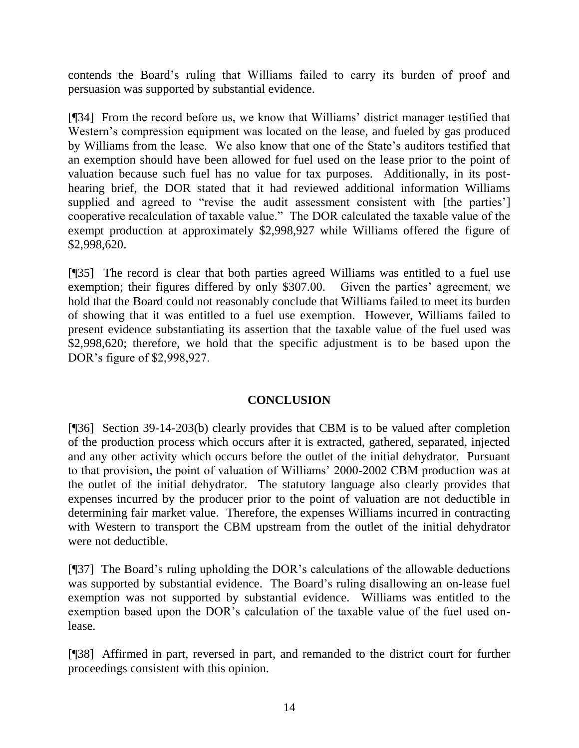contends the Board's ruling that Williams failed to carry its burden of proof and persuasion was supported by substantial evidence.

[¶34] From the record before us, we know that Williams' district manager testified that Western's compression equipment was located on the lease, and fueled by gas produced by Williams from the lease. We also know that one of the State's auditors testified that an exemption should have been allowed for fuel used on the lease prior to the point of valuation because such fuel has no value for tax purposes. Additionally, in its post-hearing brief, the DOR stated that it had reviewed additional information Williams supplied and agreed to "revise the audit assessment consistent with [the parties'] cooperative recalculation of taxable value." The DOR calculated the taxable value of the exempt production at approximately $2,998,927 while Williams offered the figure of $2,998,620.

[¶35] The record is clear that both parties agreed Williams was entitled to a fuel use exemption; their figures differed by only $307.00. Given the parties' agreement, we hold that the Board could not reasonably conclude that Williams failed to meet its burden of showing that it was entitled to a fuel use exemption. However, Williams failed to present evidence substantiating its assertion that the taxable value of the fuel used was $2,998,620; therefore, we hold that the specific adjustment is to be based upon the DOR's figure of $2,998,927.

## CONCLUSION

[¶36] Section 39-14-203(b) clearly provides that CBM is to be valued after completion of the production process which occurs after it is extracted, gathered, separated, injected and any other activity which occurs before the outlet of the initial dehydrator. Pursuant to that provision, the point of valuation of Williams' 2000-2002 CBM production was at the outlet of the initial dehydrator. The statutory language also clearly provides that expenses incurred by the producer prior to the point of valuation are not deductible in determining fair market value. Therefore, the expenses Williams incurred in contracting with Western to transport the CBM upstream from the outlet of the initial dehydrator were not deductible.

[¶37] The Board's ruling upholding the DOR's calculations of the allowable deductions was supported by substantial evidence. The Board's ruling disallowing an on-lease fuel exemption was not supported by substantial evidence. Williams was entitled to the exemption based upon the DOR's calculation of the taxable value of the fuel used on-lease.

[¶38] Affirmed in part, reversed in part, and remanded to the district court for further proceedings consistent with this opinion.